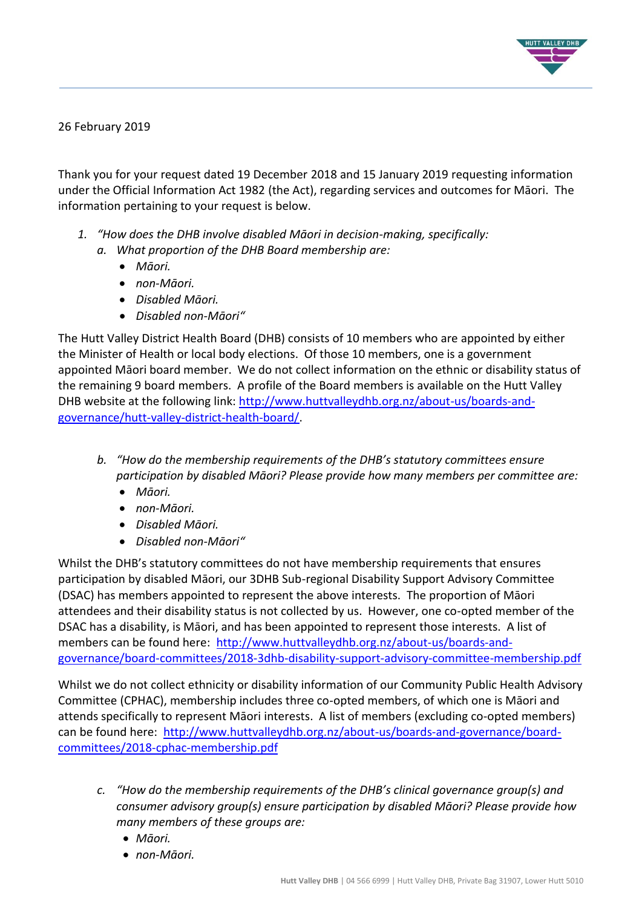26 February 2019

Thank you for your request dated 19 December 2018 and 15 January 2019 requesting information under the Official Information Act 1982 (the Act), regarding services and outcomes for Māori. The information pertaining to your request is below.

1. *"How does the DHB involve disabled Māori in decision-making, specifically:*
   a. *What proportion of the DHB Board membership are:*
      - *Māori.*
      - *non-Māori.*
      - *Disabled Māori.*
      - *Disabled non-Māori"*

The Hutt Valley District Health Board (DHB) consists of 10 members who are appointed by either the Minister of Health or local body elections. Of those 10 members, one is a government appointed Māori board member. We do not collect information on the ethnic or disability status of the remaining 9 board members. A profile of the Board members is available on the Hutt Valley DHB website at the following link: [http://www.huttvalleydhb.org.nz/about-us/boards-and-governance/hutt-valley-district-health-board/](http://www.huttvalleydhb.org.nz/about-us/boards-and-governance/hutt-valley-district-health-board/).

   b. *"How do the membership requirements of the DHB's statutory committees ensure participation by disabled Māori? Please provide how many members per committee are:*
      - *Māori.*
      - *non-Māori.*
      - *Disabled Māori.*
      - *Disabled non-Māori"*

Whilst the DHB's statutory committees do not have membership requirements that ensures participation by disabled Māori, our 3DHB Sub-regional Disability Support Advisory Committee (DSAC) has members appointed to represent the above interests. The proportion of Māori attendees and their disability status is not collected by us. However, one co-opted member of the DSAC has a disability, is Māori, and has been appointed to represent those interests. A list of members can be found here: [http://www.huttvalleydhb.org.nz/about-us/boards-and-governance/board-committees/2018-3dhb-disability-support-advisory-committee-membership.pdf](http://www.huttvalleydhb.org.nz/about-us/boards-and-governance/board-committees/2018-3dhb-disability-support-advisory-committee-membership.pdf)

Whilst we do not collect ethnicity or disability information of our Community Public Health Advisory Committee (CPHAC), membership includes three co-opted members, of which one is Māori and attends specifically to represent Māori interests. A list of members (excluding co-opted members) can be found here: [http://www.huttvalleydhb.org.nz/about-us/boards-and-governance/board-committees/2018-cphac-membership.pdf](http://www.huttvalleydhb.org.nz/about-us/boards-and-governance/board-committees/2018-cphac-membership.pdf)

   c. *"How do the membership requirements of the DHB's clinical governance group(s) and consumer advisory group(s) ensure participation by disabled Māori? Please provide how many members of these groups are:*
      - *Māori.*
      - *non-Māori.*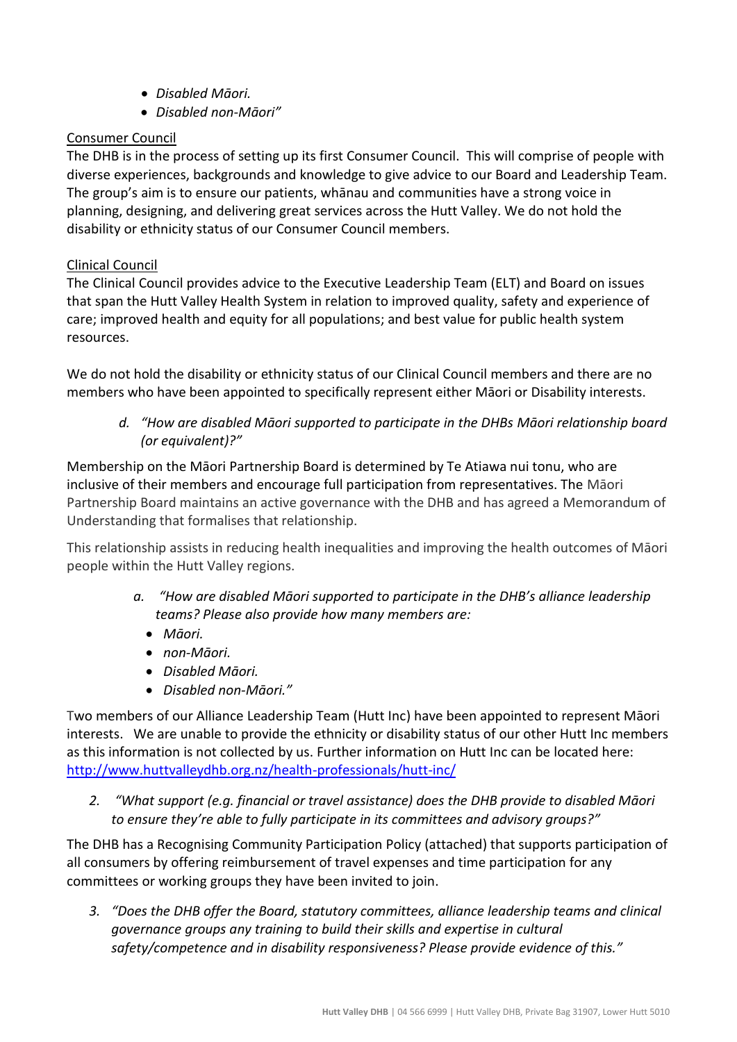- *Disabled Māori.*
- *Disabled non-Māori"*

<u>Consumer Council</u>

The DHB is in the process of setting up its first Consumer Council. This will comprise of people with diverse experiences, backgrounds and knowledge to give advice to our Board and Leadership Team. The group's aim is to ensure our patients, whānau and communities have a strong voice in planning, designing, and delivering great services across the Hutt Valley. We do not hold the disability or ethnicity status of our Consumer Council members.

<u>Clinical Council</u>

The Clinical Council provides advice to the Executive Leadership Team (ELT) and Board on issues that span the Hutt Valley Health System in relation to improved quality, safety and experience of care; improved health and equity for all populations; and best value for public health system resources.

We do not hold the disability or ethnicity status of our Clinical Council members and there are no members who have been appointed to specifically represent either Māori or Disability interests.

> d. *"How are disabled Māori supported to participate in the DHBs Māori relationship board (or equivalent)?"*

Membership on the Māori Partnership Board is determined by Te Atiawa nui tonu, who are inclusive of their members and encourage full participation from representatives. The Māori Partnership Board maintains an active governance with the DHB and has agreed a Memorandum of Understanding that formalises that relationship.

This relationship assists in reducing health inequalities and improving the health outcomes of Māori people within the Hutt Valley regions.

> a. *"How are disabled Māori supported to participate in the DHB's alliance leadership teams? Please also provide how many members are:*
> - *Māori.*
> - *non-Māori.*
> - *Disabled Māori.*
> - *Disabled non-Māori."*

Two members of our Alliance Leadership Team (Hutt Inc) have been appointed to represent Māori interests. We are unable to provide the ethnicity or disability status of our other Hutt Inc members as this information is not collected by us. Further information on Hutt Inc can be located here: [http://www.huttvalleydhb.org.nz/health-professionals/hutt-inc/](http://www.huttvalleydhb.org.nz/health-professionals/hutt-inc/)

2. *"What support (e.g. financial or travel assistance) does the DHB provide to disabled Māori to ensure they're able to fully participate in its committees and advisory groups?"*

The DHB has a Recognising Community Participation Policy (attached) that supports participation of all consumers by offering reimbursement of travel expenses and time participation for any committees or working groups they have been invited to join.

3. *"Does the DHB offer the Board, statutory committees, alliance leadership teams and clinical governance groups any training to build their skills and expertise in cultural safety/competence and in disability responsiveness? Please provide evidence of this."*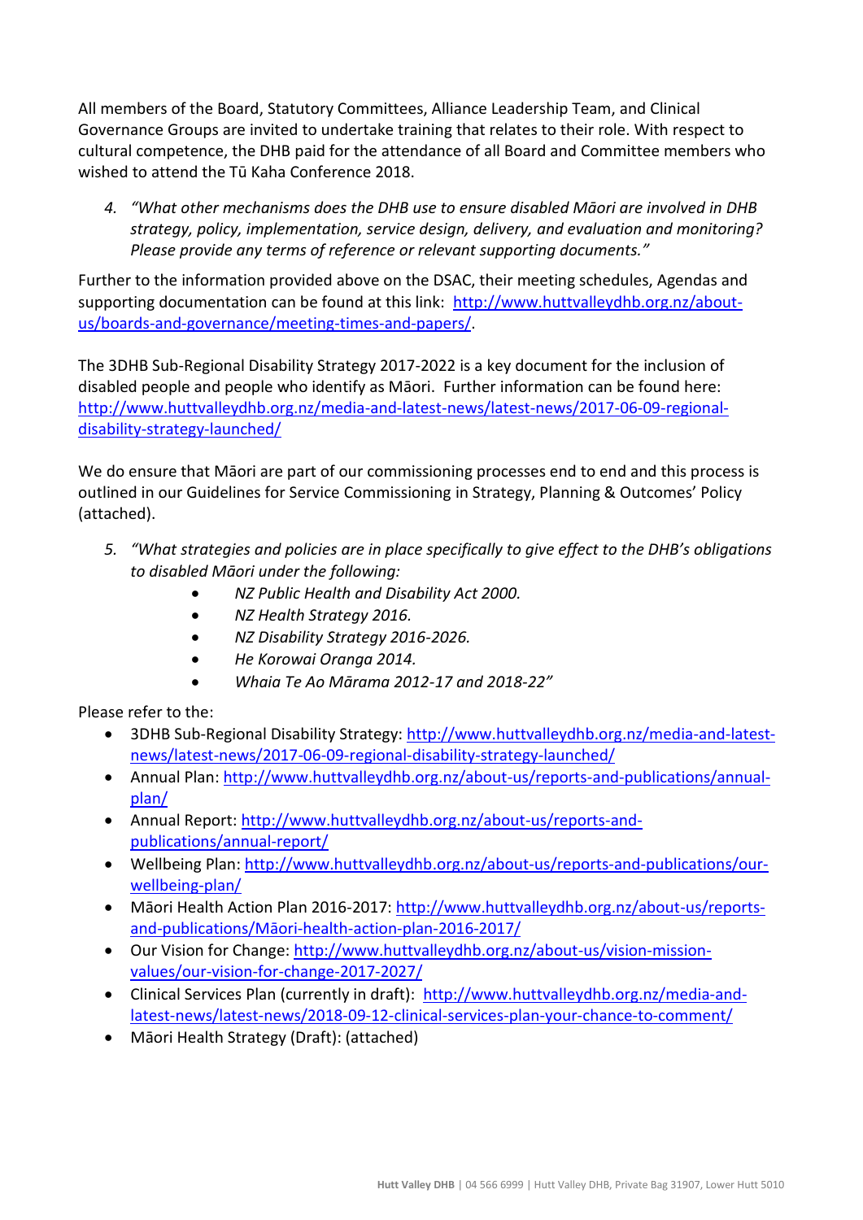All members of the Board, Statutory Committees, Alliance Leadership Team, and Clinical Governance Groups are invited to undertake training that relates to their role. With respect to cultural competence, the DHB paid for the attendance of all Board and Committee members who wished to attend the Tū Kaha Conference 2018.

4. *"What other mechanisms does the DHB use to ensure disabled Māori are involved in DHB strategy, policy, implementation, service design, delivery, and evaluation and monitoring? Please provide any terms of reference or relevant supporting documents."*

Further to the information provided above on the DSAC, their meeting schedules, Agendas and supporting documentation can be found at this link: [http://www.huttvalleydhb.org.nz/about-us/boards-and-governance/meeting-times-and-papers/](http://www.huttvalleydhb.org.nz/about-us/boards-and-governance/meeting-times-and-papers/).

The 3DHB Sub-Regional Disability Strategy 2017-2022 is a key document for the inclusion of disabled people and people who identify as Māori. Further information can be found here: [http://www.huttvalleydhb.org.nz/media-and-latest-news/latest-news/2017-06-09-regional-disability-strategy-launched/](http://www.huttvalleydhb.org.nz/media-and-latest-news/latest-news/2017-06-09-regional-disability-strategy-launched/)

We do ensure that Māori are part of our commissioning processes end to end and this process is outlined in our Guidelines for Service Commissioning in Strategy, Planning & Outcomes' Policy (attached).

5. *"What strategies and policies are in place specifically to give effect to the DHB's obligations to disabled Māori under the following:*
   - *NZ Public Health and Disability Act 2000.*
   - *NZ Health Strategy 2016.*
   - *NZ Disability Strategy 2016-2026.*
   - *He Korowai Oranga 2014.*
   - *Whaia Te Ao Mārama 2012-17 and 2018-22"*

Please refer to the:

- 3DHB Sub-Regional Disability Strategy: [http://www.huttvalleydhb.org.nz/media-and-latest-news/latest-news/2017-06-09-regional-disability-strategy-launched/](http://www.huttvalleydhb.org.nz/media-and-latest-news/latest-news/2017-06-09-regional-disability-strategy-launched/)
- Annual Plan: [http://www.huttvalleydhb.org.nz/about-us/reports-and-publications/annual-plan/](http://www.huttvalleydhb.org.nz/about-us/reports-and-publications/annual-plan/)
- Annual Report: [http://www.huttvalleydhb.org.nz/about-us/reports-and-publications/annual-report/](http://www.huttvalleydhb.org.nz/about-us/reports-and-publications/annual-report/)
- Wellbeing Plan: [http://www.huttvalleydhb.org.nz/about-us/reports-and-publications/our-wellbeing-plan/](http://www.huttvalleydhb.org.nz/about-us/reports-and-publications/our-wellbeing-plan/)
- Māori Health Action Plan 2016-2017: [http://www.huttvalleydhb.org.nz/about-us/reports-and-publications/Māori-health-action-plan-2016-2017/](http://www.huttvalleydhb.org.nz/about-us/reports-and-publications/Māori-health-action-plan-2016-2017/)
- Our Vision for Change: [http://www.huttvalleydhb.org.nz/about-us/vision-mission-values/our-vision-for-change-2017-2027/](http://www.huttvalleydhb.org.nz/about-us/vision-mission-values/our-vision-for-change-2017-2027/)
- Clinical Services Plan (currently in draft): [http://www.huttvalleydhb.org.nz/media-and-latest-news/latest-news/2018-09-12-clinical-services-plan-your-chance-to-comment/](http://www.huttvalleydhb.org.nz/media-and-latest-news/latest-news/2018-09-12-clinical-services-plan-your-chance-to-comment/)
- Māori Health Strategy (Draft): (attached)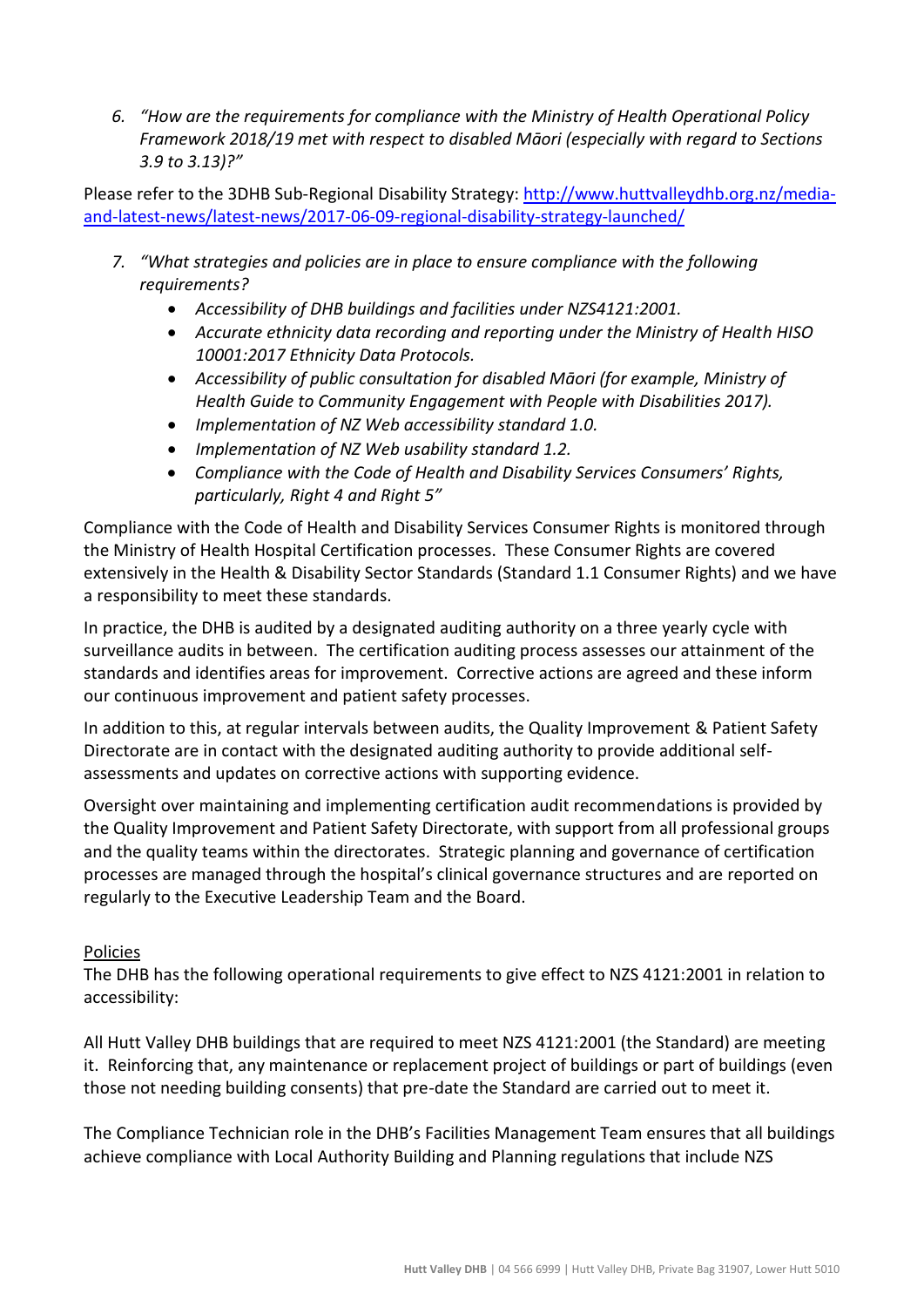6. *"How are the requirements for compliance with the Ministry of Health Operational Policy Framework 2018/19 met with respect to disabled Māori (especially with regard to Sections 3.9 to 3.13)?"*

Please refer to the 3DHB Sub-Regional Disability Strategy: [http://www.huttvalleydhb.org.nz/media-and-latest-news/latest-news/2017-06-09-regional-disability-strategy-launched/](http://www.huttvalleydhb.org.nz/media-and-latest-news/latest-news/2017-06-09-regional-disability-strategy-launched/)

7. *"What strategies and policies are in place to ensure compliance with the following requirements?*
   - *Accessibility of DHB buildings and facilities under NZS4121:2001.*
   - *Accurate ethnicity data recording and reporting under the Ministry of Health HISO 10001:2017 Ethnicity Data Protocols.*
   - *Accessibility of public consultation for disabled Māori (for example, Ministry of Health Guide to Community Engagement with People with Disabilities 2017).*
   - *Implementation of NZ Web accessibility standard 1.0.*
   - *Implementation of NZ Web usability standard 1.2.*
   - *Compliance with the Code of Health and Disability Services Consumers' Rights, particularly, Right 4 and Right 5"*

Compliance with the Code of Health and Disability Services Consumer Rights is monitored through the Ministry of Health Hospital Certification processes. These Consumer Rights are covered extensively in the Health & Disability Sector Standards (Standard 1.1 Consumer Rights) and we have a responsibility to meet these standards.

In practice, the DHB is audited by a designated auditing authority on a three yearly cycle with surveillance audits in between. The certification auditing process assesses our attainment of the standards and identifies areas for improvement. Corrective actions are agreed and these inform our continuous improvement and patient safety processes.

In addition to this, at regular intervals between audits, the Quality Improvement & Patient Safety Directorate are in contact with the designated auditing authority to provide additional self-assessments and updates on corrective actions with supporting evidence.

Oversight over maintaining and implementing certification audit recommendations is provided by the Quality Improvement and Patient Safety Directorate, with support from all professional groups and the quality teams within the directorates. Strategic planning and governance of certification processes are managed through the hospital's clinical governance structures and are reported on regularly to the Executive Leadership Team and the Board.

<u>Policies</u>

The DHB has the following operational requirements to give effect to NZS 4121:2001 in relation to accessibility:

All Hutt Valley DHB buildings that are required to meet NZS 4121:2001 (the Standard) are meeting it. Reinforcing that, any maintenance or replacement project of buildings or part of buildings (even those not needing building consents) that pre-date the Standard are carried out to meet it.

The Compliance Technician role in the DHB's Facilities Management Team ensures that all buildings achieve compliance with Local Authority Building and Planning regulations that include NZS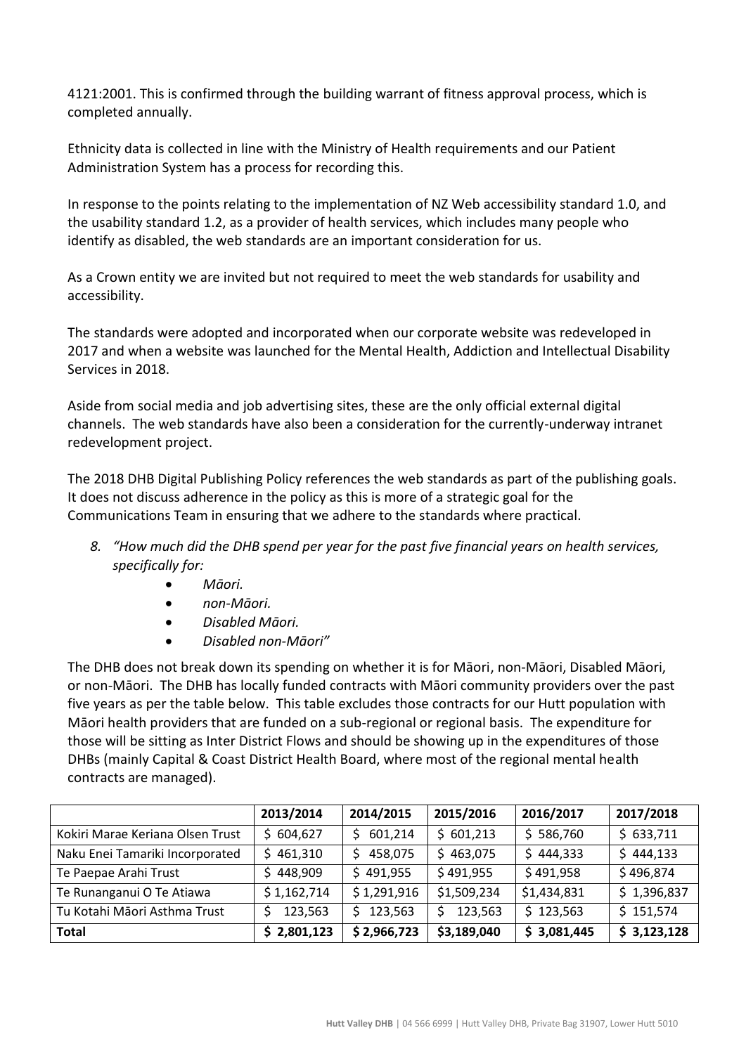4121:2001. This is confirmed through the building warrant of fitness approval process, which is completed annually.

Ethnicity data is collected in line with the Ministry of Health requirements and our Patient Administration System has a process for recording this.

In response to the points relating to the implementation of NZ Web accessibility standard 1.0, and the usability standard 1.2, as a provider of health services, which includes many people who identify as disabled, the web standards are an important consideration for us.

As a Crown entity we are invited but not required to meet the web standards for usability and accessibility.

The standards were adopted and incorporated when our corporate website was redeveloped in 2017 and when a website was launched for the Mental Health, Addiction and Intellectual Disability Services in 2018.

Aside from social media and job advertising sites, these are the only official external digital channels. The web standards have also been a consideration for the currently-underway intranet redevelopment project.

The 2018 DHB Digital Publishing Policy references the web standards as part of the publishing goals. It does not discuss adherence in the policy as this is more of a strategic goal for the Communications Team in ensuring that we adhere to the standards where practical.

8. *"How much did the DHB spend per year for the past five financial years on health services, specifically for:*
   - *Māori.*
   - *non-Māori.*
   - *Disabled Māori.*
   - *Disabled non-Māori"*

The DHB does not break down its spending on whether it is for Māori, non-Māori, Disabled Māori, or non-Māori. The DHB has locally funded contracts with Māori community providers over the past five years as per the table below. This table excludes those contracts for our Hutt population with Māori health providers that are funded on a sub-regional or regional basis. The expenditure for those will be sitting as Inter District Flows and should be showing up in the expenditures of those DHBs (mainly Capital & Coast District Health Board, where most of the regional mental health contracts are managed).

| | 2013/2014 | 2014/2015 | 2015/2016 | 2016/2017 | 2017/2018 |
|---|---|---|---|---|---|
| Kokiri Marae Keriana Olsen Trust | $ 604,627 | $ 601,214 | $ 601,213 | $ 586,760 | $ 633,711 |
| Naku Enei Tamariki Incorporated | $ 461,310 | $ 458,075 | $ 463,075 | $ 444,333 | $ 444,133 |
| Te Paepae Arahi Trust | $ 448,909 | $ 491,955 | $ 491,955 | $ 491,958 | $ 496,874 |
| Te Runanganui O Te Atiawa | $ 1,162,714 | $ 1,291,916 | $1,509,234 | $1,434,831 | $ 1,396,837 |
| Tu Kotahi Māori Asthma Trust | $ 123,563 | $ 123,563 | $ 123,563 | $ 123,563 | $ 151,574 |
| **Total** | **$ 2,801,123** | **$ 2,966,723** | **$3,189,040** | **$ 3,081,445** | **$ 3,123,128** |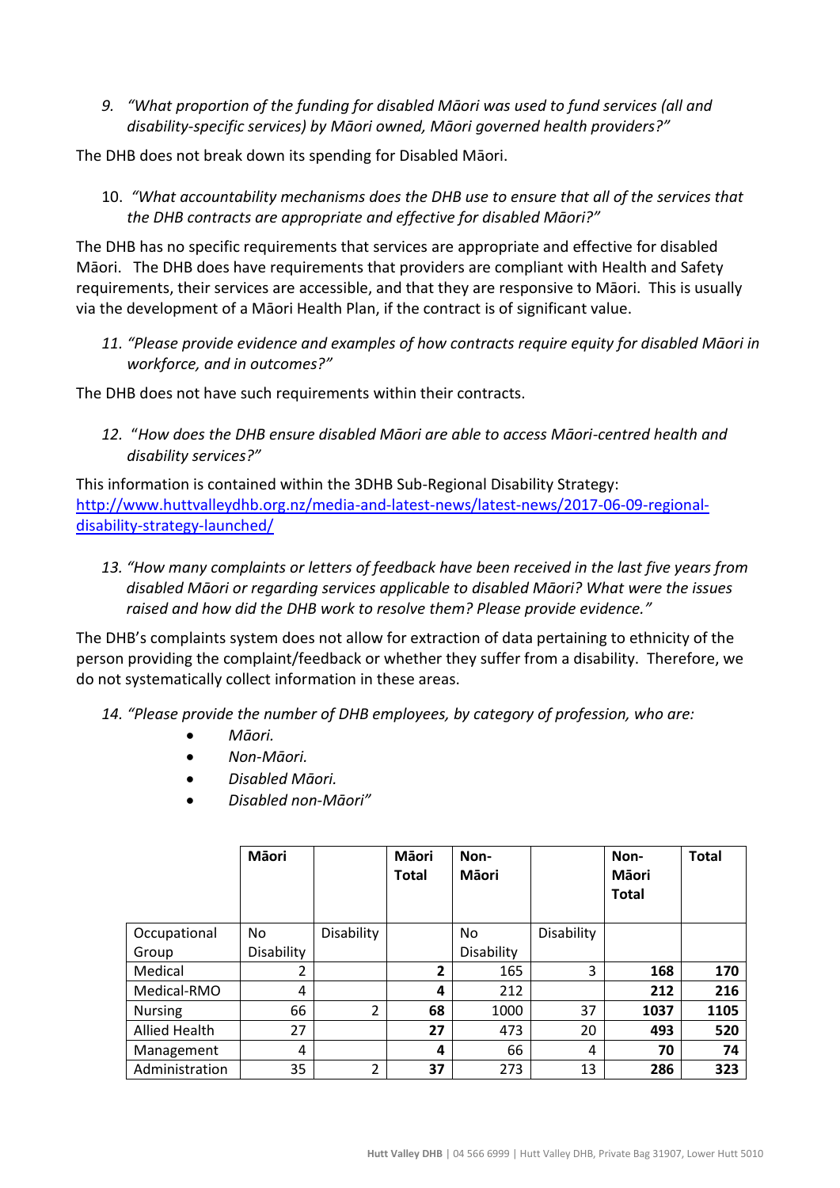9. *"What proportion of the funding for disabled Māori was used to fund services (all and disability-specific services) by Māori owned, Māori governed health providers?"*

The DHB does not break down its spending for Disabled Māori.

10. *"What accountability mechanisms does the DHB use to ensure that all of the services that the DHB contracts are appropriate and effective for disabled Māori?"*

The DHB has no specific requirements that services are appropriate and effective for disabled Māori. The DHB does have requirements that providers are compliant with Health and Safety requirements, their services are accessible, and that they are responsive to Māori. This is usually via the development of a Māori Health Plan, if the contract is of significant value.

11. *"Please provide evidence and examples of how contracts require equity for disabled Māori in workforce, and in outcomes?"*

The DHB does not have such requirements within their contracts.

12. *"How does the DHB ensure disabled Māori are able to access Māori-centred health and disability services?"*

This information is contained within the 3DHB Sub-Regional Disability Strategy: [http://www.huttvalleydhb.org.nz/media-and-latest-news/latest-news/2017-06-09-regional-disability-strategy-launched/](http://www.huttvalleydhb.org.nz/media-and-latest-news/latest-news/2017-06-09-regional-disability-strategy-launched/)

13. *"How many complaints or letters of feedback have been received in the last five years from disabled Māori or regarding services applicable to disabled Māori? What were the issues raised and how did the DHB work to resolve them? Please provide evidence."*

The DHB's complaints system does not allow for extraction of data pertaining to ethnicity of the person providing the complaint/feedback or whether they suffer from a disability. Therefore, we do not systematically collect information in these areas.

14. *"Please provide the number of DHB employees, by category of profession, who are:*
    - *Māori.*
    - *Non-Māori.*
    - *Disabled Māori.*
    - *Disabled non-Māori"*

| | **Māori** | | **Māori Total** | **Non-Māori** | | **Non-Māori Total** | **Total** |
|---|---|---|---|---|---|---|---|
| Occupational Group | No Disability | Disability | | No Disability | Disability | | |
| Medical | 2 | | **2** | 165 | 3 | **168** | **170** |
| Medical-RMO | 4 | | **4** | 212 | | **212** | **216** |
| Nursing | 66 | 2 | **68** | 1000 | 37 | **1037** | **1105** |
| Allied Health | 27 | | **27** | 473 | 20 | **493** | **520** |
| Management | 4 | | **4** | 66 | 4 | **70** | **74** |
| Administration | 35 | 2 | **37** | 273 | 13 | **286** | **323** |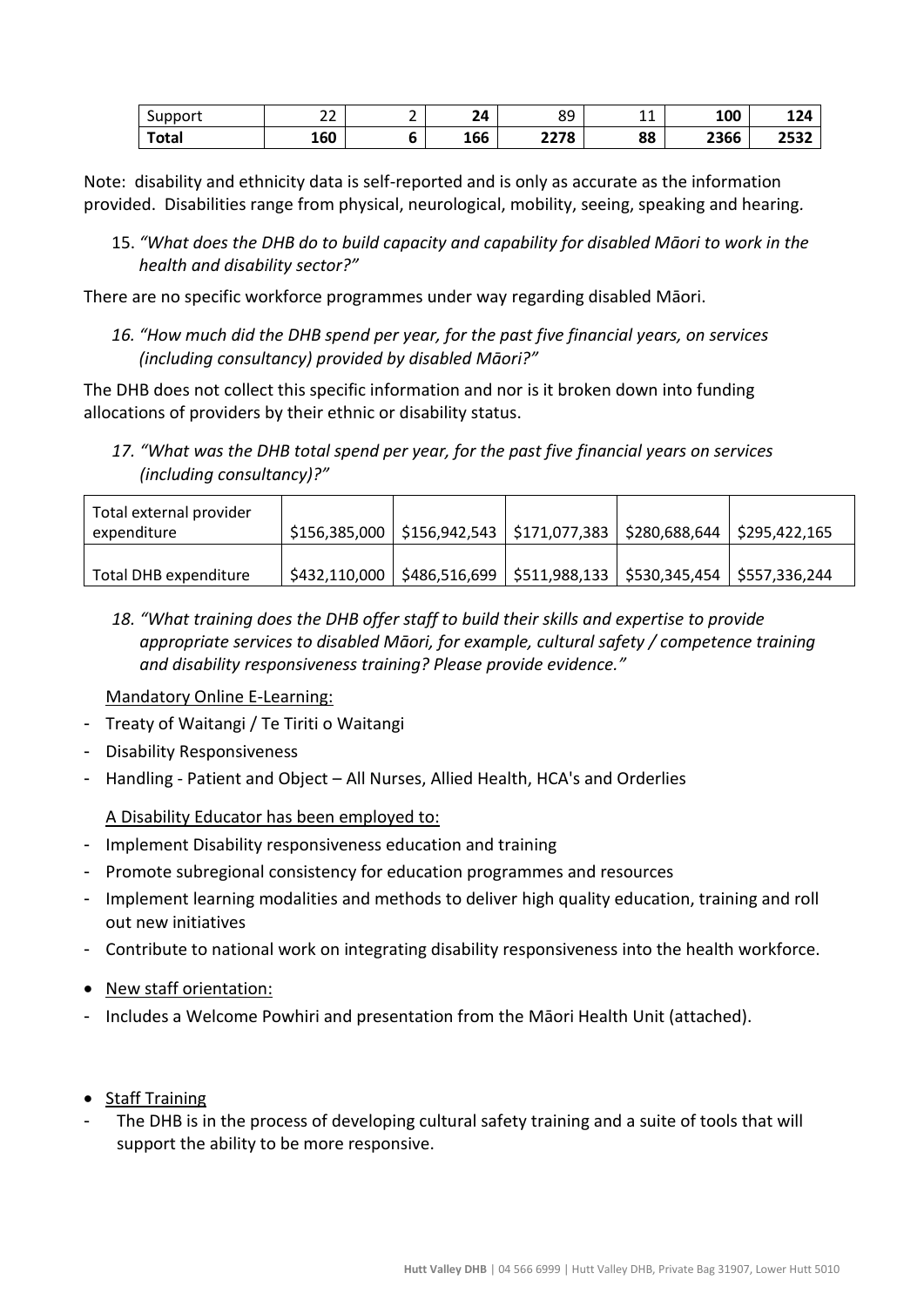| Support | 22 | 2 | **24** | 89 | 11 | **100** | **124** |
|---|---|---|---|---|---|---|---|
| **Total** | **160** | **6** | **166** | **2278** | **88** | **2366** | **2532** |

Note: disability and ethnicity data is self-reported and is only as accurate as the information provided. Disabilities range from physical, neurological, mobility, seeing, speaking and hearing.

15. *"What does the DHB do to build capacity and capability for disabled Māori to work in the health and disability sector?"*

There are no specific workforce programmes under way regarding disabled Māori.

16. *"How much did the DHB spend per year, for the past five financial years, on services (including consultancy) provided by disabled Māori?"*

The DHB does not collect this specific information and nor is it broken down into funding allocations of providers by their ethnic or disability status.

17. *"What was the DHB total spend per year, for the past five financial years on services (including consultancy)?"*

| Total external provider expenditure | $156,385,000 | $156,942,543 | $171,077,383 | $280,688,644 | $295,422,165 |
|---|---|---|---|---|---|
| Total DHB expenditure | $432,110,000 | $486,516,699 | $511,988,133 | $530,345,454 | $557,336,244 |

18. *"What training does the DHB offer staff to build their skills and expertise to provide appropriate services to disabled Māori, for example, cultural safety / competence training and disability responsiveness training? Please provide evidence."*

Mandatory Online E-Learning:

- Treaty of Waitangi / Te Tiriti o Waitangi
- Disability Responsiveness
- Handling - Patient and Object – All Nurses, Allied Health, HCA's and Orderlies

A Disability Educator has been employed to:

- Implement Disability responsiveness education and training
- Promote subregional consistency for education programmes and resources
- Implement learning modalities and methods to deliver high quality education, training and roll out new initiatives
- Contribute to national work on integrating disability responsiveness into the health workforce.

- New staff orientation:
  - Includes a Welcome Powhiri and presentation from the Māori Health Unit (attached).

- Staff Training
  - The DHB is in the process of developing cultural safety training and a suite of tools that will support the ability to be more responsive.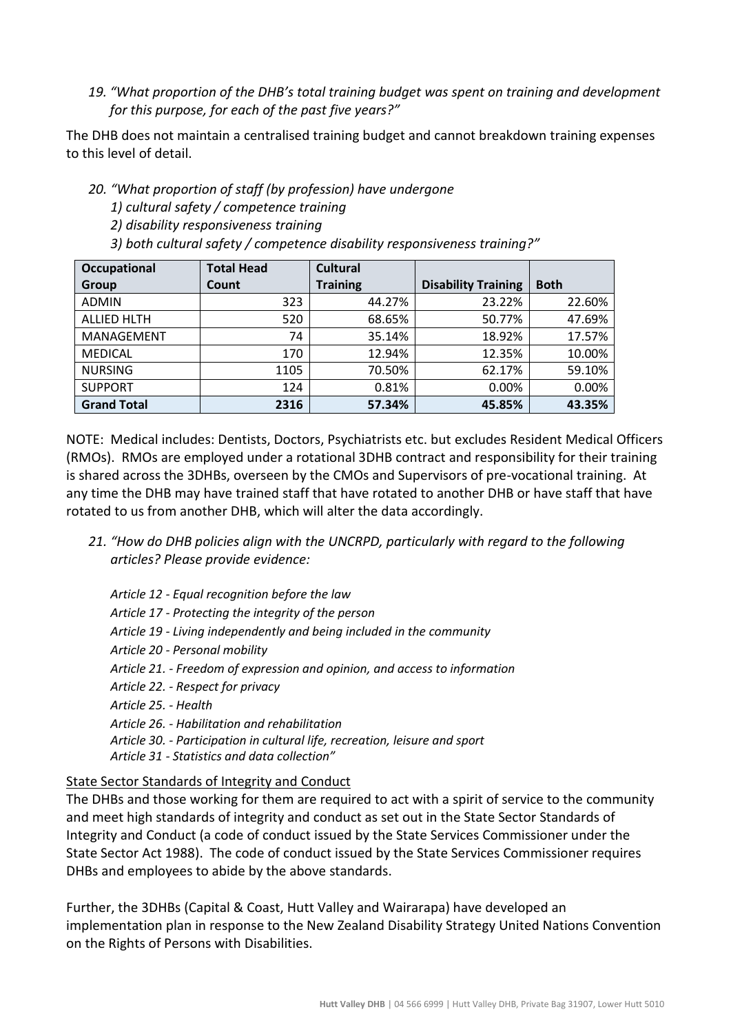19. *"What proportion of the DHB's total training budget was spent on training and development for this purpose, for each of the past five years?"*

The DHB does not maintain a centralised training budget and cannot breakdown training expenses to this level of detail.

20. *"What proportion of staff (by profession) have undergone*
    *1) cultural safety / competence training*
    *2) disability responsiveness training*
    *3) both cultural safety / competence disability responsiveness training?"*

| Occupational Group | Total Head Count | Cultural Training | Disability Training | Both |
|---|---|---|---|---|
| ADMIN | 323 | 44.27% | 23.22% | 22.60% |
| ALLIED HLTH | 520 | 68.65% | 50.77% | 47.69% |
| MANAGEMENT | 74 | 35.14% | 18.92% | 17.57% |
| MEDICAL | 170 | 12.94% | 12.35% | 10.00% |
| NURSING | 1105 | 70.50% | 62.17% | 59.10% |
| SUPPORT | 124 | 0.81% | 0.00% | 0.00% |
| **Grand Total** | **2316** | **57.34%** | **45.85%** | **43.35%** |

NOTE: Medical includes: Dentists, Doctors, Psychiatrists etc. but excludes Resident Medical Officers (RMOs). RMOs are employed under a rotational 3DHB contract and responsibility for their training is shared across the 3DHBs, overseen by the CMOs and Supervisors of pre-vocational training. At any time the DHB may have trained staff that have rotated to another DHB or have staff that have rotated to us from another DHB, which will alter the data accordingly.

21. *"How do DHB policies align with the UNCRPD, particularly with regard to the following articles? Please provide evidence:*

    *Article 12 - Equal recognition before the law*
    *Article 17 - Protecting the integrity of the person*
    *Article 19 - Living independently and being included in the community*
    *Article 20 - Personal mobility*
    *Article 21. - Freedom of expression and opinion, and access to information*
    *Article 22. - Respect for privacy*
    *Article 25. - Health*
    *Article 26. - Habilitation and rehabilitation*
    *Article 30. - Participation in cultural life, recreation, leisure and sport*
    *Article 31 - Statistics and data collection"*

State Sector Standards of Integrity and Conduct

The DHBs and those working for them are required to act with a spirit of service to the community and meet high standards of integrity and conduct as set out in the State Sector Standards of Integrity and Conduct (a code of conduct issued by the State Services Commissioner under the State Sector Act 1988). The code of conduct issued by the State Services Commissioner requires DHBs and employees to abide by the above standards.

Further, the 3DHBs (Capital & Coast, Hutt Valley and Wairarapa) have developed an implementation plan in response to the New Zealand Disability Strategy United Nations Convention on the Rights of Persons with Disabilities.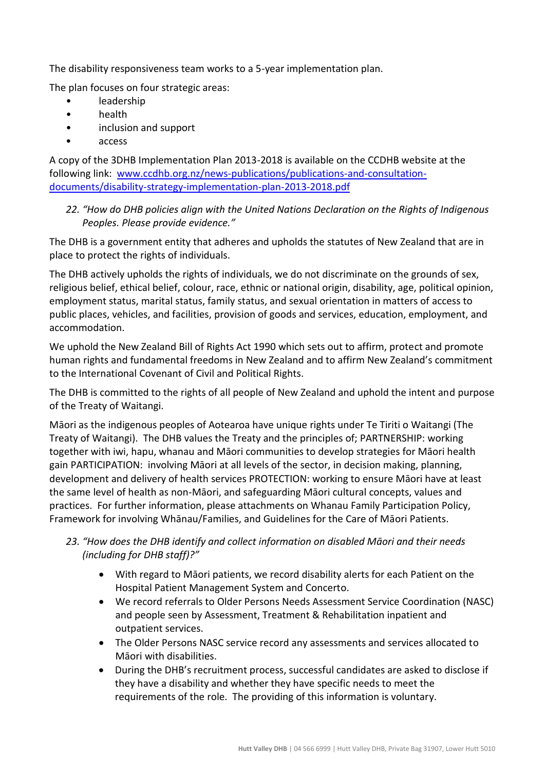The disability responsiveness team works to a 5-year implementation plan.

The plan focuses on four strategic areas:

- leadership
- health
- inclusion and support
- access

A copy of the 3DHB Implementation Plan 2013-2018 is available on the CCDHB website at the following link: [www.ccdhb.org.nz/news-publications/publications-and-consultation-documents/disability-strategy-implementation-plan-2013-2018.pdf](www.ccdhb.org.nz/news-publications/publications-and-consultation-documents/disability-strategy-implementation-plan-2013-2018.pdf)

22. *"How do DHB policies align with the United Nations Declaration on the Rights of Indigenous Peoples. Please provide evidence."*

The DHB is a government entity that adheres and upholds the statutes of New Zealand that are in place to protect the rights of individuals.

The DHB actively upholds the rights of individuals, we do not discriminate on the grounds of sex, religious belief, ethical belief, colour, race, ethnic or national origin, disability, age, political opinion, employment status, marital status, family status, and sexual orientation in matters of access to public places, vehicles, and facilities, provision of goods and services, education, employment, and accommodation.

We uphold the New Zealand Bill of Rights Act 1990 which sets out to affirm, protect and promote human rights and fundamental freedoms in New Zealand and to affirm New Zealand's commitment to the International Covenant of Civil and Political Rights.

The DHB is committed to the rights of all people of New Zealand and uphold the intent and purpose of the Treaty of Waitangi.

Māori as the indigenous peoples of Aotearoa have unique rights under Te Tiriti o Waitangi (The Treaty of Waitangi). The DHB values the Treaty and the principles of; PARTNERSHIP: working together with iwi, hapu, whanau and Māori communities to develop strategies for Māori health gain PARTICIPATION: involving Māori at all levels of the sector, in decision making, planning, development and delivery of health services PROTECTION: working to ensure Māori have at least the same level of health as non-Māori, and safeguarding Māori cultural concepts, values and practices. For further information, please attachments on Whanau Family Participation Policy, Framework for involving Whānau/Families, and Guidelines for the Care of Māori Patients.

23. *"How does the DHB identify and collect information on disabled Māori and their needs (including for DHB staff)?"*

- With regard to Māori patients, we record disability alerts for each Patient on the Hospital Patient Management System and Concerto.
- We record referrals to Older Persons Needs Assessment Service Coordination (NASC) and people seen by Assessment, Treatment & Rehabilitation inpatient and outpatient services.
- The Older Persons NASC service record any assessments and services allocated to Māori with disabilities.
- During the DHB's recruitment process, successful candidates are asked to disclose if they have a disability and whether they have specific needs to meet the requirements of the role. The providing of this information is voluntary.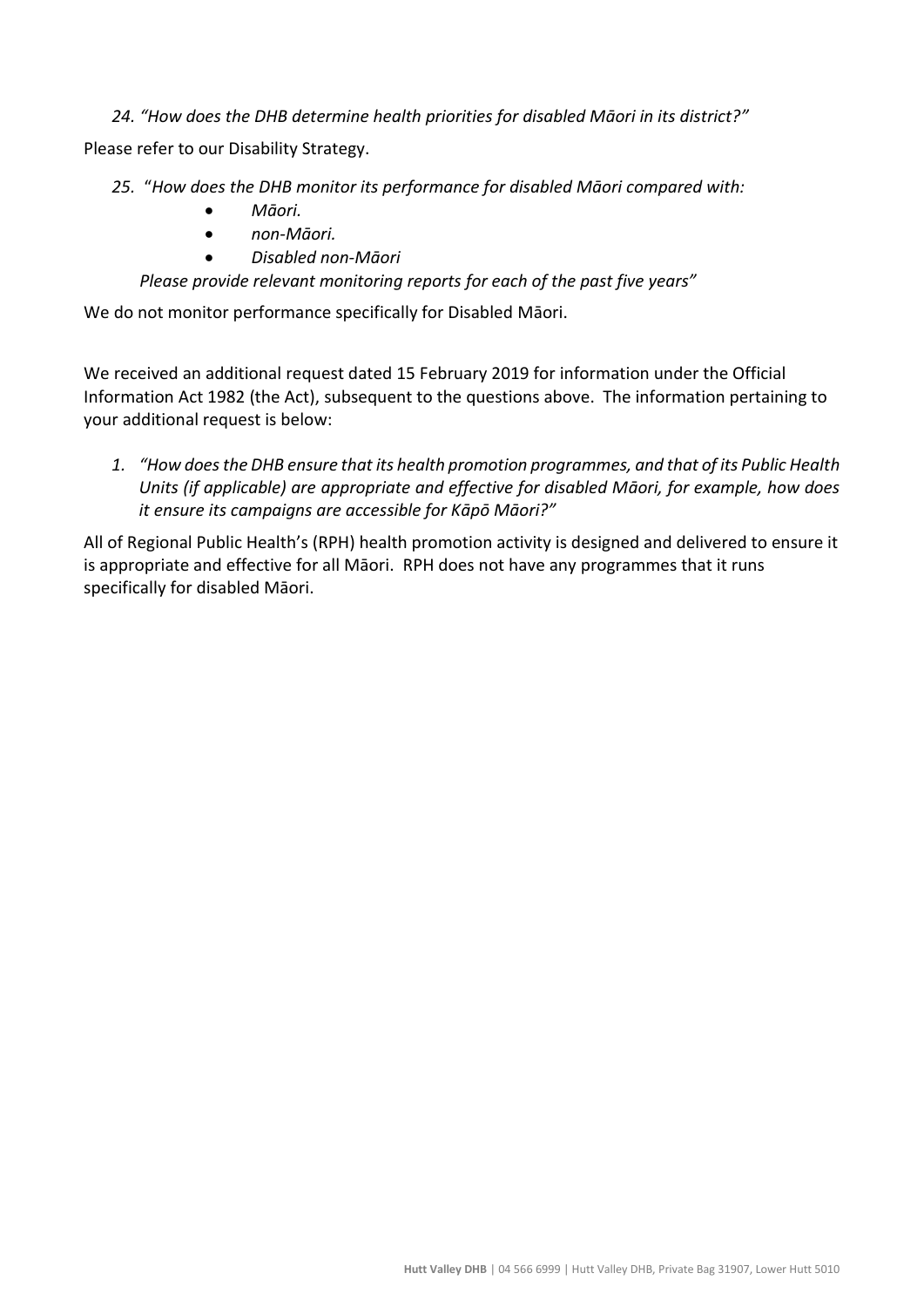*24. "How does the DHB determine health priorities for disabled Māori in its district?"*

Please refer to our Disability Strategy.

*25.* "*How does the DHB monitor its performance for disabled Māori compared with:*

- *Māori.*
- *non-Māori.*
- *Disabled non-Māori*

*Please provide relevant monitoring reports for each of the past five years"*

We do not monitor performance specifically for Disabled Māori.

We received an additional request dated 15 February 2019 for information under the Official Information Act 1982 (the Act), subsequent to the questions above. The information pertaining to your additional request is below:

1. *"How does the DHB ensure that its health promotion programmes, and that of its Public Health Units (if applicable) are appropriate and effective for disabled Māori, for example, how does it ensure its campaigns are accessible for Kāpō Māori?"*

All of Regional Public Health's (RPH) health promotion activity is designed and delivered to ensure it is appropriate and effective for all Māori. RPH does not have any programmes that it runs specifically for disabled Māori.